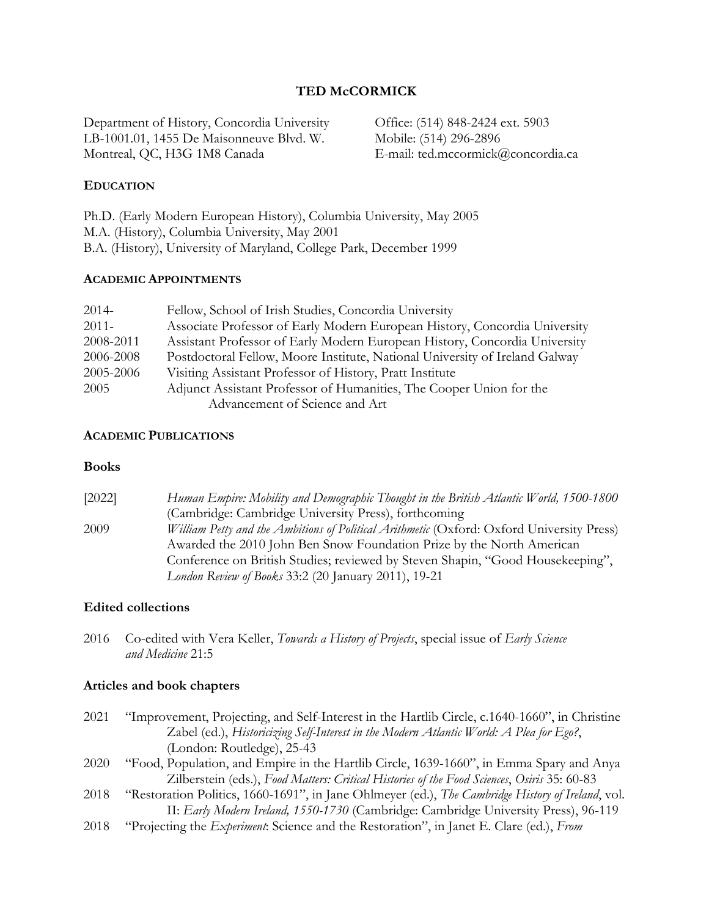# TED McCORMICK

Department of History, Concordia University
LB-1001.01, 1455 De Maisonneuve Blvd. W.
Montreal, QC, H3G 1M8 Canada

Office: (514) 848-2424 ext. 5903
Mobile: (514) 296-2896
E-mail: ted.mccormick@concordia.ca

## EDUCATION

Ph.D. (Early Modern European History), Columbia University, May 2005
M.A. (History), Columbia University, May 2001
B.A. (History), University of Maryland, College Park, December 1999

## ACADEMIC APPOINTMENTS

| | |
|---|---|
| 2014- | Fellow, School of Irish Studies, Concordia University |
| 2011- | Associate Professor of Early Modern European History, Concordia University |
| 2008-2011 | Assistant Professor of Early Modern European History, Concordia University |
| 2006-2008 | Postdoctoral Fellow, Moore Institute, National University of Ireland Galway |
| 2005-2006 | Visiting Assistant Professor of History, Pratt Institute |
| 2005 | Adjunct Assistant Professor of Humanities, The Cooper Union for the Advancement of Science and Art |

## ACADEMIC PUBLICATIONS

### Books

[2022] *Human Empire: Mobility and Demographic Thought in the British Atlantic World, 1500-1800* (Cambridge: Cambridge University Press), forthcoming

2009 *William Petty and the Ambitions of Political Arithmetic* (Oxford: Oxford University Press) Awarded the 2010 John Ben Snow Foundation Prize by the North American Conference on British Studies; reviewed by Steven Shapin, "Good Housekeeping", *London Review of Books* 33:2 (20 January 2011), 19-21

### Edited collections

2016 Co-edited with Vera Keller, *Towards a History of Projects*, special issue of *Early Science and Medicine* 21:5

### Articles and book chapters

2021 "Improvement, Projecting, and Self-Interest in the Hartlib Circle, c.1640-1660", in Christine Zabel (ed.), *Historicizing Self-Interest in the Modern Atlantic World: A Plea for Ego?*, (London: Routledge), 25-43

2020 "Food, Population, and Empire in the Hartlib Circle, 1639-1660", in Emma Spary and Anya Zilberstein (eds.), *Food Matters: Critical Histories of the Food Sciences*, *Osiris* 35: 60-83

2018 "Restoration Politics, 1660-1691", in Jane Ohlmeyer (ed.), *The Cambridge History of Ireland*, vol. II: *Early Modern Ireland, 1550-1730* (Cambridge: Cambridge University Press), 96-119

2018 "Projecting the *Experiment*: Science and the Restoration", in Janet E. Clare (ed.), *From*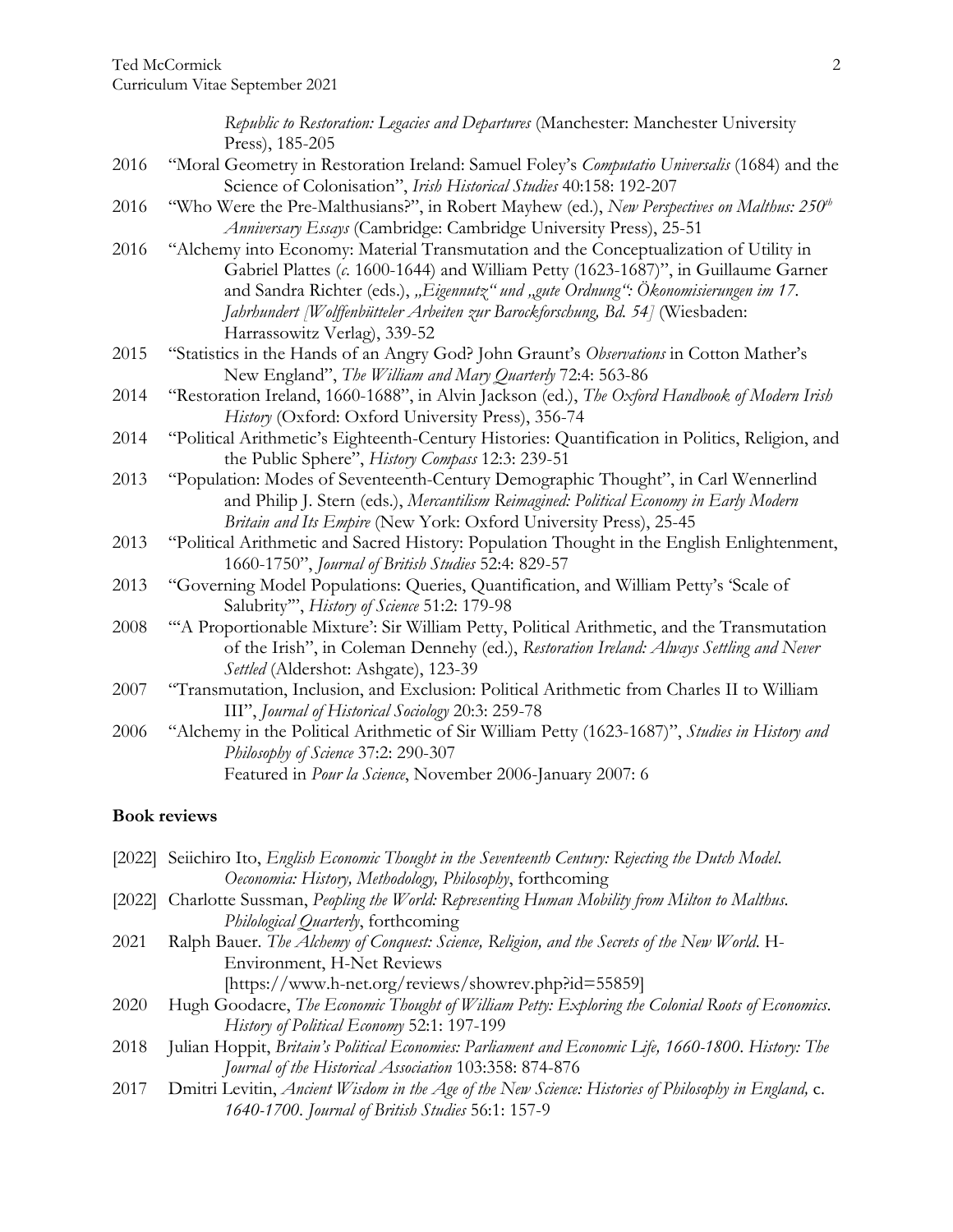*Republic to Restoration: Legacies and Departures* (Manchester: Manchester University Press), 185-205

2016 "Moral Geometry in Restoration Ireland: Samuel Foley's *Computatio Universalis* (1684) and the Science of Colonisation", *Irish Historical Studies* 40:158: 192-207

2016 "Who Were the Pre-Malthusians?", in Robert Mayhew (ed.), *New Perspectives on Malthus: 250th Anniversary Essays* (Cambridge: Cambridge University Press), 25-51

2016 "Alchemy into Economy: Material Transmutation and the Conceptualization of Utility in Gabriel Plattes (*c.* 1600-1644) and William Petty (1623-1687)", in Guillaume Garner and Sandra Richter (eds.), *„Eigennutz" und „gute Ordnung": Ökonomisierungen im 17. Jahrhundert [Wolffenbütteler Arbeiten zur Barockforschung, Bd. 54]* (Wiesbaden: Harrassowitz Verlag), 339-52

2015 "Statistics in the Hands of an Angry God? John Graunt's *Observations* in Cotton Mather's New England", *The William and Mary Quarterly* 72:4: 563-86

2014 "Restoration Ireland, 1660-1688", in Alvin Jackson (ed.), *The Oxford Handbook of Modern Irish History* (Oxford: Oxford University Press), 356-74

2014 "Political Arithmetic's Eighteenth-Century Histories: Quantification in Politics, Religion, and the Public Sphere", *History Compass* 12:3: 239-51

2013 "Population: Modes of Seventeenth-Century Demographic Thought", in Carl Wennerlind and Philip J. Stern (eds.), *Mercantilism Reimagined: Political Economy in Early Modern Britain and Its Empire* (New York: Oxford University Press), 25-45

2013 "Political Arithmetic and Sacred History: Population Thought in the English Enlightenment, 1660-1750", *Journal of British Studies* 52:4: 829-57

2013 "Governing Model Populations: Queries, Quantification, and William Petty's 'Scale of Salubrity'", *History of Science* 51:2: 179-98

2008 "'A Proportionable Mixture': Sir William Petty, Political Arithmetic, and the Transmutation of the Irish", in Coleman Dennehy (ed.), *Restoration Ireland: Always Settling and Never Settled* (Aldershot: Ashgate), 123-39

2007 "Transmutation, Inclusion, and Exclusion: Political Arithmetic from Charles II to William III", *Journal of Historical Sociology* 20:3: 259-78

2006 "Alchemy in the Political Arithmetic of Sir William Petty (1623-1687)", *Studies in History and Philosophy of Science* 37:2: 290-307
Featured in *Pour la Science*, November 2006-January 2007: 6

## Book reviews

[2022] Seiichiro Ito, *English Economic Thought in the Seventeenth Century: Rejecting the Dutch Model. Oeconomia: History, Methodology, Philosophy*, forthcoming

[2022] Charlotte Sussman, *Peopling the World: Representing Human Mobility from Milton to Malthus. Philological Quarterly*, forthcoming

2021 Ralph Bauer. *The Alchemy of Conquest: Science, Religion, and the Secrets of the New World.* H-Environment, H-Net Reviews [https://www.h-net.org/reviews/showrev.php?id=55859]

2020 Hugh Goodacre, *The Economic Thought of William Petty: Exploring the Colonial Roots of Economics. History of Political Economy* 52:1: 197-199

2018 Julian Hoppit, *Britain's Political Economies: Parliament and Economic Life, 1660-1800. History: The Journal of the Historical Association* 103:358: 874-876

2017 Dmitri Levitin, *Ancient Wisdom in the Age of the New Science: Histories of Philosophy in England,* c. *1640-1700. Journal of British Studies* 56:1: 157-9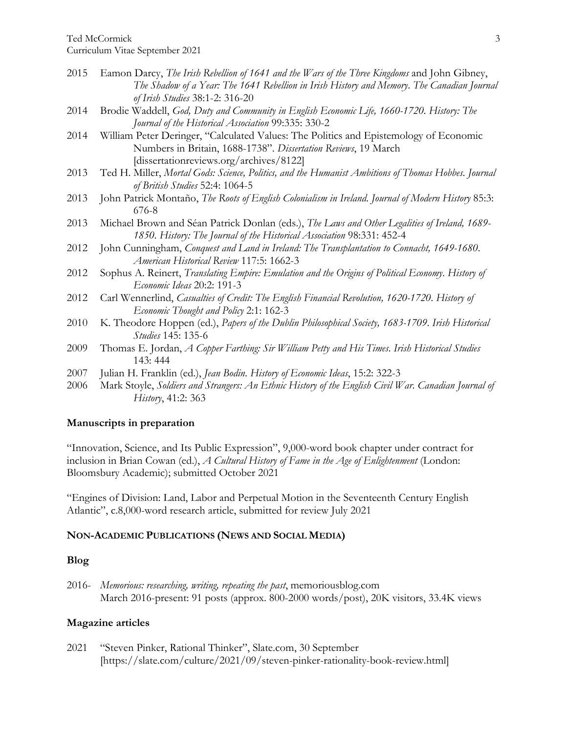2015 Eamon Darcy, *The Irish Rebellion of 1641 and the Wars of the Three Kingdoms* and John Gibney, *The Shadow of a Year: The 1641 Rebellion in Irish History and Memory*. *The Canadian Journal of Irish Studies* 38:1-2: 316-20

2014 Brodie Waddell, *God, Duty and Community in English Economic Life, 1660-1720*. *History: The Journal of the Historical Association* 99:335: 330-2

2014 William Peter Deringer, "Calculated Values: The Politics and Epistemology of Economic Numbers in Britain, 1688-1738". *Dissertation Reviews*, 19 March [dissertationreviews.org/archives/8122]

2013 Ted H. Miller, *Mortal Gods: Science, Politics, and the Humanist Ambitions of Thomas Hobbes*. *Journal of British Studies* 52:4: 1064-5

2013 John Patrick Montaño, *The Roots of English Colonialism in Ireland*. *Journal of Modern History* 85:3: 676-8

2013 Michael Brown and Séan Patrick Donlan (eds.), *The Laws and Other Legalities of Ireland, 1689-1850*. *History: The Journal of the Historical Association* 98:331: 452-4

2012 John Cunningham, *Conquest and Land in Ireland: The Transplantation to Connacht, 1649-1680*. *American Historical Review* 117:5: 1662-3

2012 Sophus A. Reinert, *Translating Empire: Emulation and the Origins of Political Economy*. *History of Economic Ideas* 20:2: 191-3

2012 Carl Wennerlind, *Casualties of Credit: The English Financial Revolution, 1620-1720*. *History of Economic Thought and Policy* 2:1: 162-3

2010 K. Theodore Hoppen (ed.), *Papers of the Dublin Philosophical Society, 1683-1709*. *Irish Historical Studies* 145: 135-6

2009 Thomas E. Jordan, *A Copper Farthing: Sir William Petty and His Times*. *Irish Historical Studies* 143: 444

2007 Julian H. Franklin (ed.), *Jean Bodin*. *History of Economic Ideas*, 15:2: 322-3

2006 Mark Stoyle, *Soldiers and Strangers: An Ethnic History of the English Civil War*. *Canadian Journal of History*, 41:2: 363

### Manuscripts in preparation

"Innovation, Science, and Its Public Expression", 9,000-word book chapter under contract for inclusion in Brian Cowan (ed.), *A Cultural History of Fame in the Age of Enlightenment* (London: Bloomsbury Academic); submitted October 2021

"Engines of Division: Land, Labor and Perpetual Motion in the Seventeenth Century English Atlantic", c.8,000-word research article, submitted for review July 2021

## NON-ACADEMIC PUBLICATIONS (NEWS AND SOCIAL MEDIA)

### Blog

2016- *Memorious: researching, writing, repeating the past*, memoriousblog.com
March 2016-present: 91 posts (approx. 800-2000 words/post), 20K visitors, 33.4K views

### Magazine articles

2021 "Steven Pinker, Rational Thinker", Slate.com, 30 September [https://slate.com/culture/2021/09/steven-pinker-rationality-book-review.html]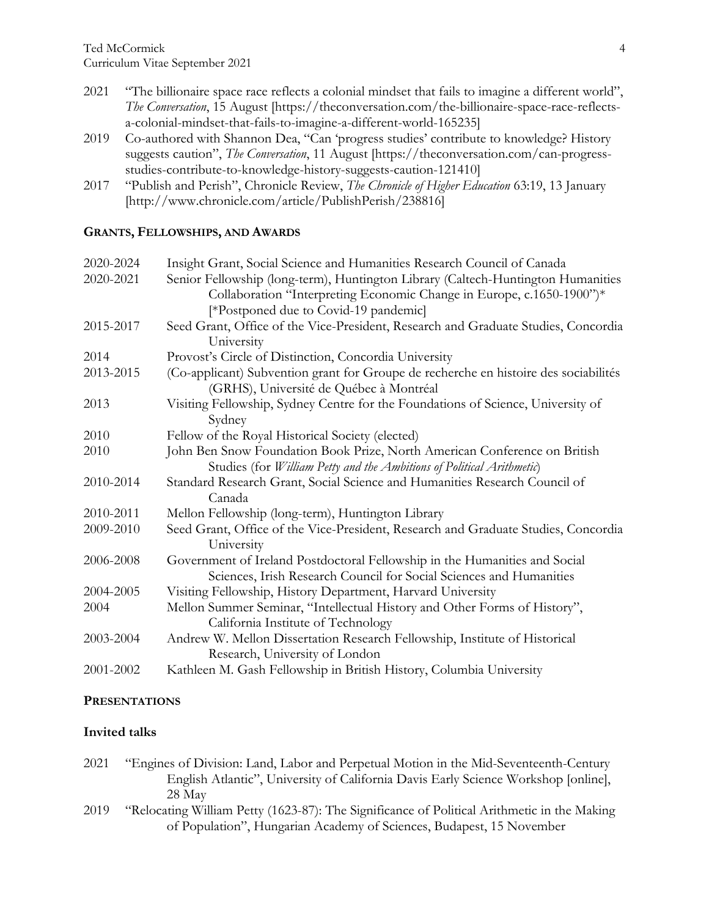2021 "The billionaire space race reflects a colonial mindset that fails to imagine a different world", *The Conversation*, 15 August [https://theconversation.com/the-billionaire-space-race-reflects-a-colonial-mindset-that-fails-to-imagine-a-different-world-165235]

2019 Co-authored with Shannon Dea, "Can 'progress studies' contribute to knowledge? History suggests caution", *The Conversation*, 11 August [https://theconversation.com/can-progress-studies-contribute-to-knowledge-history-suggests-caution-121410]

2017 "Publish and Perish", Chronicle Review, *The Chronicle of Higher Education* 63:19, 13 January [http://www.chronicle.com/article/PublishPerish/238816]

## GRANTS, FELLOWSHIPS, AND AWARDS

2020-2024 Insight Grant, Social Science and Humanities Research Council of Canada

2020-2021 Senior Fellowship (long-term), Huntington Library (Caltech-Huntington Humanities Collaboration "Interpreting Economic Change in Europe, c.1650-1900")* [*Postponed due to Covid-19 pandemic]

2015-2017 Seed Grant, Office of the Vice-President, Research and Graduate Studies, Concordia University

2014 Provost's Circle of Distinction, Concordia University

2013-2015 (Co-applicant) Subvention grant for Groupe de recherche en histoire des sociabilités (GRHS), Université de Québec à Montréal

2013 Visiting Fellowship, Sydney Centre for the Foundations of Science, University of Sydney

2010 Fellow of the Royal Historical Society (elected)

2010 John Ben Snow Foundation Book Prize, North American Conference on British Studies (for *William Petty and the Ambitions of Political Arithmetic*)

2010-2014 Standard Research Grant, Social Science and Humanities Research Council of Canada

2010-2011 Mellon Fellowship (long-term), Huntington Library

2009-2010 Seed Grant, Office of the Vice-President, Research and Graduate Studies, Concordia University

2006-2008 Government of Ireland Postdoctoral Fellowship in the Humanities and Social Sciences, Irish Research Council for Social Sciences and Humanities

2004-2005 Visiting Fellowship, History Department, Harvard University

2004 Mellon Summer Seminar, "Intellectual History and Other Forms of History", California Institute of Technology

2003-2004 Andrew W. Mellon Dissertation Research Fellowship, Institute of Historical Research, University of London

2001-2002 Kathleen M. Gash Fellowship in British History, Columbia University

## PRESENTATIONS

### Invited talks

2021 "Engines of Division: Land, Labor and Perpetual Motion in the Mid-Seventeenth-Century English Atlantic", University of California Davis Early Science Workshop [online], 28 May

2019 "Relocating William Petty (1623-87): The Significance of Political Arithmetic in the Making of Population", Hungarian Academy of Sciences, Budapest, 15 November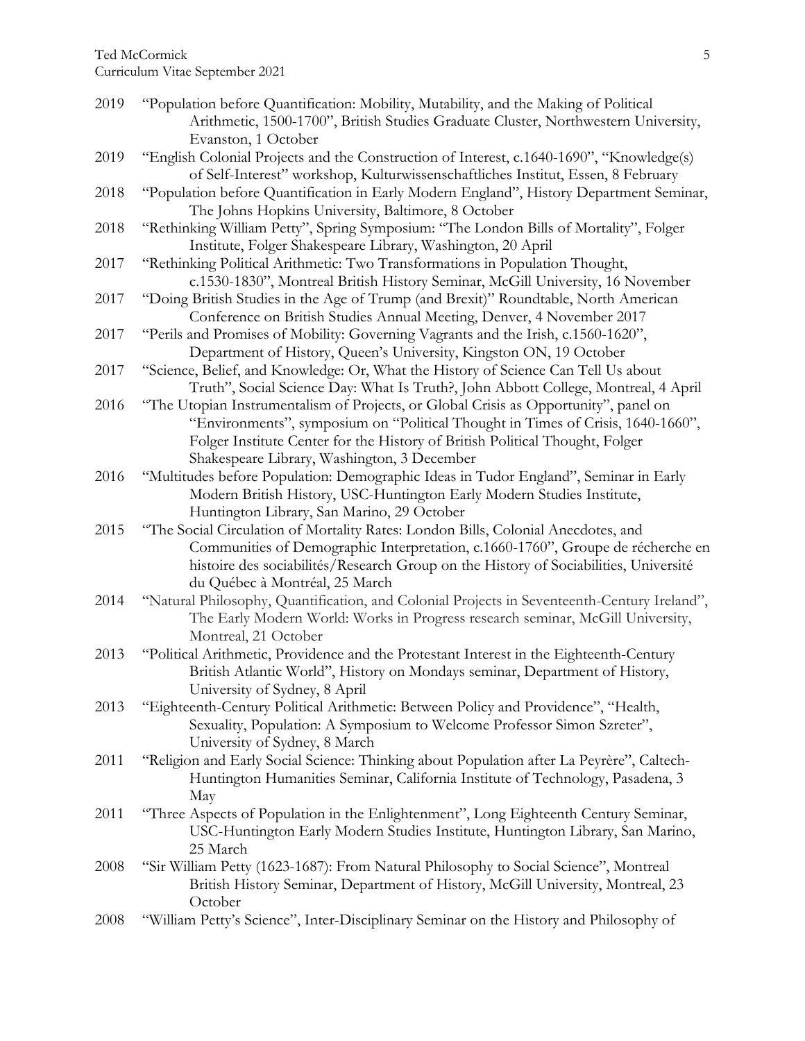2019 "Population before Quantification: Mobility, Mutability, and the Making of Political Arithmetic, 1500-1700", British Studies Graduate Cluster, Northwestern University, Evanston, 1 October

2019 "English Colonial Projects and the Construction of Interest, c.1640-1690", "Knowledge(s) of Self-Interest" workshop, Kulturwissenschaftliches Institut, Essen, 8 February

2018 "Population before Quantification in Early Modern England", History Department Seminar, The Johns Hopkins University, Baltimore, 8 October

2018 "Rethinking William Petty", Spring Symposium: "The London Bills of Mortality", Folger Institute, Folger Shakespeare Library, Washington, 20 April

2017 "Rethinking Political Arithmetic: Two Transformations in Population Thought, c.1530-1830", Montreal British History Seminar, McGill University, 16 November

2017 "Doing British Studies in the Age of Trump (and Brexit)" Roundtable, North American Conference on British Studies Annual Meeting, Denver, 4 November 2017

2017 "Perils and Promises of Mobility: Governing Vagrants and the Irish, c.1560-1620", Department of History, Queen's University, Kingston ON, 19 October

2017 "Science, Belief, and Knowledge: Or, What the History of Science Can Tell Us about Truth", Social Science Day: What Is Truth?, John Abbott College, Montreal, 4 April

2016 "The Utopian Instrumentalism of Projects, or Global Crisis as Opportunity", panel on "Environments", symposium on "Political Thought in Times of Crisis, 1640-1660", Folger Institute Center for the History of British Political Thought, Folger Shakespeare Library, Washington, 3 December

2016 "Multitudes before Population: Demographic Ideas in Tudor England", Seminar in Early Modern British History, USC-Huntington Early Modern Studies Institute, Huntington Library, San Marino, 29 October

2015 "The Social Circulation of Mortality Rates: London Bills, Colonial Anecdotes, and Communities of Demographic Interpretation, c.1660-1760", Groupe de récherche en histoire des sociabilités/Research Group on the History of Sociabilities, Université du Québec à Montréal, 25 March

2014 "Natural Philosophy, Quantification, and Colonial Projects in Seventeenth-Century Ireland", The Early Modern World: Works in Progress research seminar, McGill University, Montreal, 21 October

2013 "Political Arithmetic, Providence and the Protestant Interest in the Eighteenth-Century British Atlantic World", History on Mondays seminar, Department of History, University of Sydney, 8 April

2013 "Eighteenth-Century Political Arithmetic: Between Policy and Providence", "Health, Sexuality, Population: A Symposium to Welcome Professor Simon Szreter", University of Sydney, 8 March

2011 "Religion and Early Social Science: Thinking about Population after La Peyrère", Caltech-Huntington Humanities Seminar, California Institute of Technology, Pasadena, 3 May

2011 "Three Aspects of Population in the Enlightenment", Long Eighteenth Century Seminar, USC-Huntington Early Modern Studies Institute, Huntington Library, San Marino, 25 March

2008 "Sir William Petty (1623-1687): From Natural Philosophy to Social Science", Montreal British History Seminar, Department of History, McGill University, Montreal, 23 October

2008 "William Petty's Science", Inter-Disciplinary Seminar on the History and Philosophy of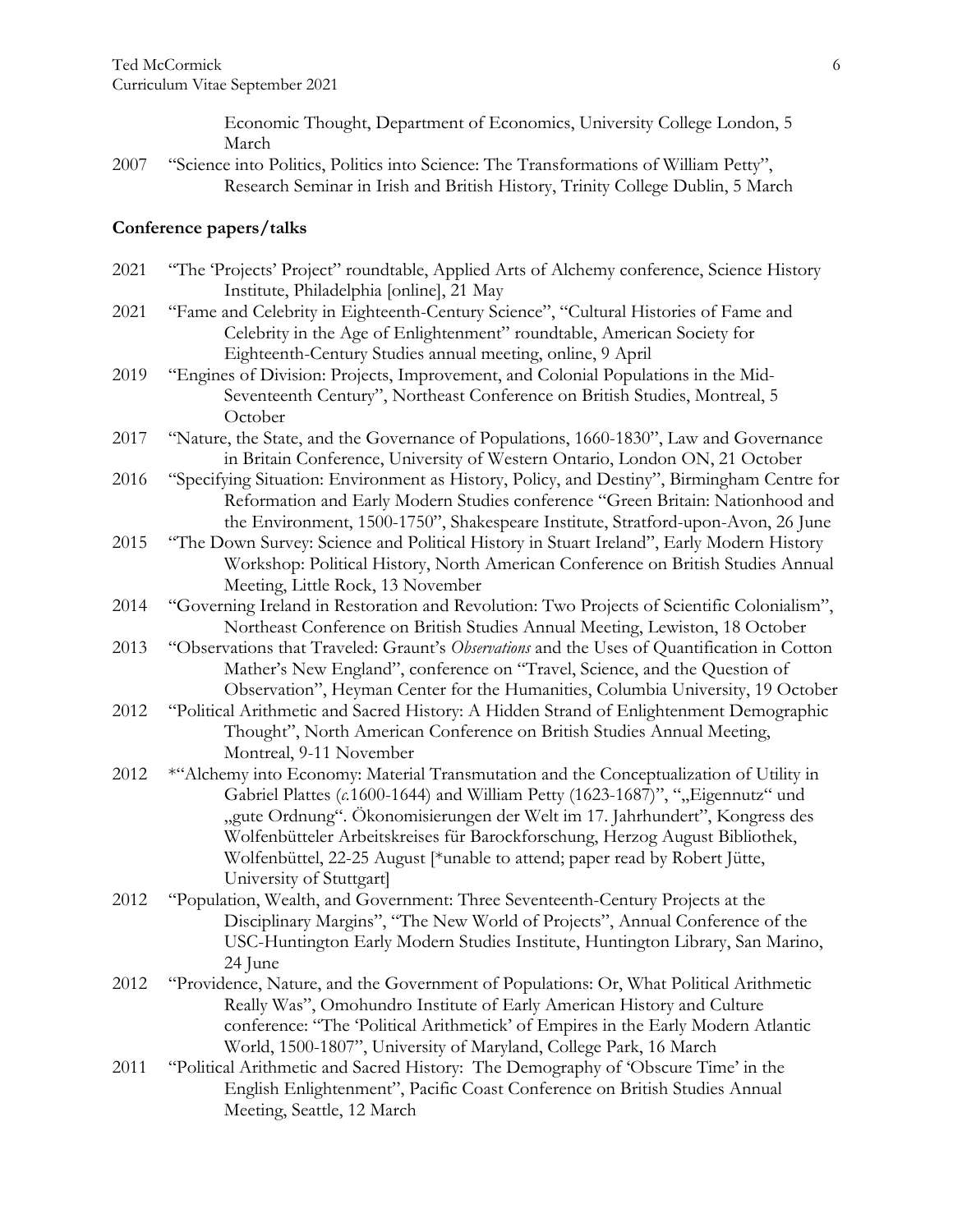Economic Thought, Department of Economics, University College London, 5 March

2007 "Science into Politics, Politics into Science: The Transformations of William Petty", Research Seminar in Irish and British History, Trinity College Dublin, 5 March

## Conference papers/talks

2021 "The 'Projects' Project" roundtable, Applied Arts of Alchemy conference, Science History Institute, Philadelphia [online], 21 May

2021 "Fame and Celebrity in Eighteenth-Century Science", "Cultural Histories of Fame and Celebrity in the Age of Enlightenment" roundtable, American Society for Eighteenth-Century Studies annual meeting, online, 9 April

2019 "Engines of Division: Projects, Improvement, and Colonial Populations in the Mid-Seventeenth Century", Northeast Conference on British Studies, Montreal, 5 October

2017 "Nature, the State, and the Governance of Populations, 1660-1830", Law and Governance in Britain Conference, University of Western Ontario, London ON, 21 October

2016 "Specifying Situation: Environment as History, Policy, and Destiny", Birmingham Centre for Reformation and Early Modern Studies conference "Green Britain: Nationhood and the Environment, 1500-1750", Shakespeare Institute, Stratford-upon-Avon, 26 June

2015 "The Down Survey: Science and Political History in Stuart Ireland", Early Modern History Workshop: Political History, North American Conference on British Studies Annual Meeting, Little Rock, 13 November

2014 "Governing Ireland in Restoration and Revolution: Two Projects of Scientific Colonialism", Northeast Conference on British Studies Annual Meeting, Lewiston, 18 October

2013 "Observations that Traveled: Graunt's *Observations* and the Uses of Quantification in Cotton Mather's New England", conference on "Travel, Science, and the Question of Observation", Heyman Center for the Humanities, Columbia University, 19 October

2012 "Political Arithmetic and Sacred History: A Hidden Strand of Enlightenment Demographic Thought", North American Conference on British Studies Annual Meeting, Montreal, 9-11 November

2012 *"Alchemy into Economy: Material Transmutation and the Conceptualization of Utility in Gabriel Plattes (*c.*1600-1644) and William Petty (1623-1687)", "„Eigennutz" und „gute Ordnung". Ökonomisierungen der Welt im 17. Jahrhundert", Kongress des Wolfenbütteler Arbeitskreises für Barockforschung, Herzog August Bibliothek, Wolfenbüttel, 22-25 August [*unable to attend; paper read by Robert Jütte, University of Stuttgart]

2012 "Population, Wealth, and Government: Three Seventeenth-Century Projects at the Disciplinary Margins", "The New World of Projects", Annual Conference of the USC-Huntington Early Modern Studies Institute, Huntington Library, San Marino, 24 June

2012 "Providence, Nature, and the Government of Populations: Or, What Political Arithmetic Really Was", Omohundro Institute of Early American History and Culture conference: "The 'Political Arithmetick' of Empires in the Early Modern Atlantic World, 1500-1807", University of Maryland, College Park, 16 March

2011 "Political Arithmetic and Sacred History: The Demography of 'Obscure Time' in the English Enlightenment", Pacific Coast Conference on British Studies Annual Meeting, Seattle, 12 March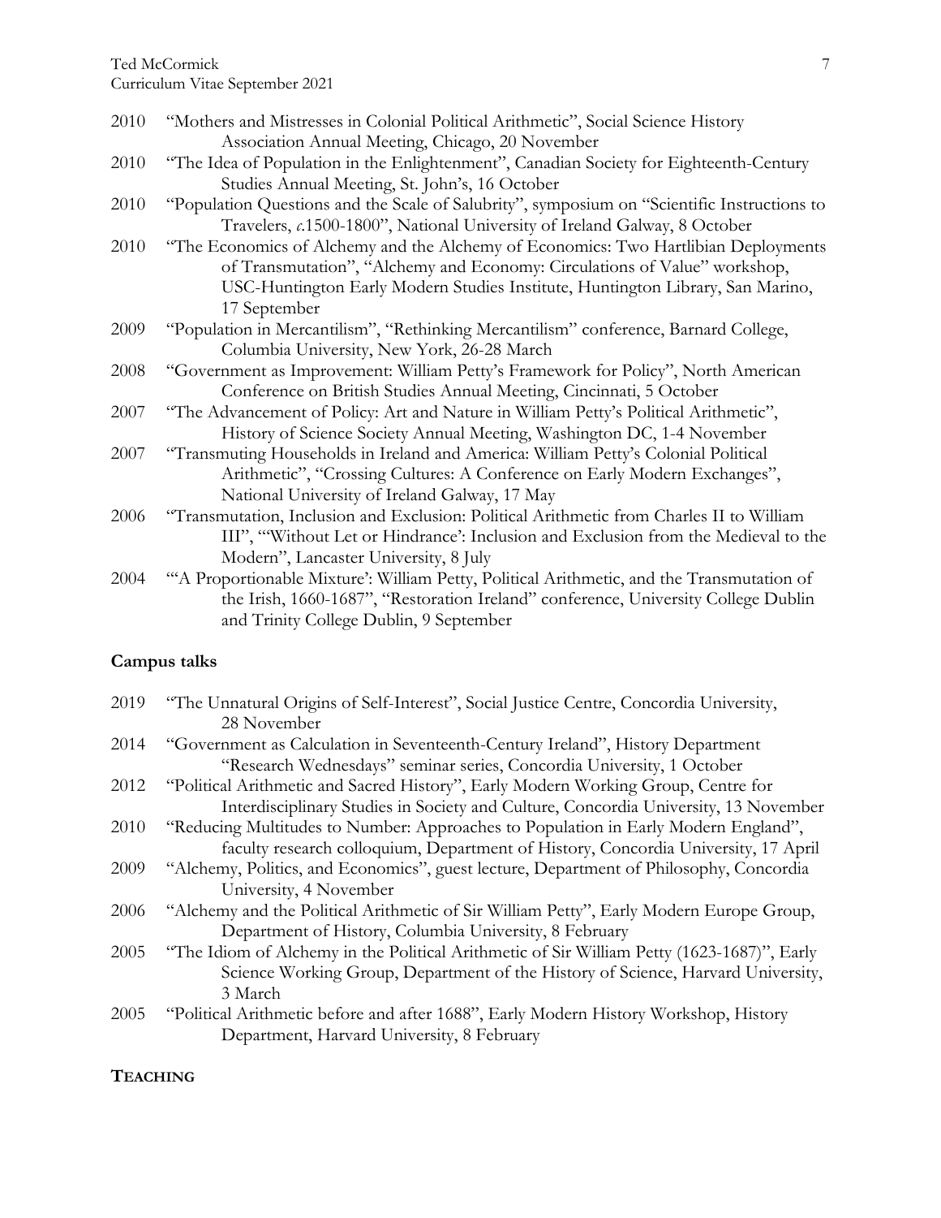2010 "Mothers and Mistresses in Colonial Political Arithmetic", Social Science History Association Annual Meeting, Chicago, 20 November

2010 "The Idea of Population in the Enlightenment", Canadian Society for Eighteenth-Century Studies Annual Meeting, St. John's, 16 October

2010 "Population Questions and the Scale of Salubrity", symposium on "Scientific Instructions to Travelers, *c*.1500-1800", National University of Ireland Galway, 8 October

2010 "The Economics of Alchemy and the Alchemy of Economics: Two Hartlibian Deployments of Transmutation", "Alchemy and Economy: Circulations of Value" workshop, USC-Huntington Early Modern Studies Institute, Huntington Library, San Marino, 17 September

2009 "Population in Mercantilism", "Rethinking Mercantilism" conference, Barnard College, Columbia University, New York, 26-28 March

2008 "Government as Improvement: William Petty's Framework for Policy", North American Conference on British Studies Annual Meeting, Cincinnati, 5 October

2007 "The Advancement of Policy: Art and Nature in William Petty's Political Arithmetic", History of Science Society Annual Meeting, Washington DC, 1-4 November

2007 "Transmuting Households in Ireland and America: William Petty's Colonial Political Arithmetic", "Crossing Cultures: A Conference on Early Modern Exchanges", National University of Ireland Galway, 17 May

2006 "Transmutation, Inclusion and Exclusion: Political Arithmetic from Charles II to William III", "'Without Let or Hindrance': Inclusion and Exclusion from the Medieval to the Modern", Lancaster University, 8 July

2004 "'A Proportionable Mixture': William Petty, Political Arithmetic, and the Transmutation of the Irish, 1660-1687", "Restoration Ireland" conference, University College Dublin and Trinity College Dublin, 9 September

### Campus talks

2019 "The Unnatural Origins of Self-Interest", Social Justice Centre, Concordia University, 28 November

2014 "Government as Calculation in Seventeenth-Century Ireland", History Department "Research Wednesdays" seminar series, Concordia University, 1 October

2012 "Political Arithmetic and Sacred History", Early Modern Working Group, Centre for Interdisciplinary Studies in Society and Culture, Concordia University, 13 November

2010 "Reducing Multitudes to Number: Approaches to Population in Early Modern England", faculty research colloquium, Department of History, Concordia University, 17 April

2009 "Alchemy, Politics, and Economics", guest lecture, Department of Philosophy, Concordia University, 4 November

2006 "Alchemy and the Political Arithmetic of Sir William Petty", Early Modern Europe Group, Department of History, Columbia University, 8 February

2005 "The Idiom of Alchemy in the Political Arithmetic of Sir William Petty (1623-1687)", Early Science Working Group, Department of the History of Science, Harvard University, 3 March

2005 "Political Arithmetic before and after 1688", Early Modern History Workshop, History Department, Harvard University, 8 February

## Teaching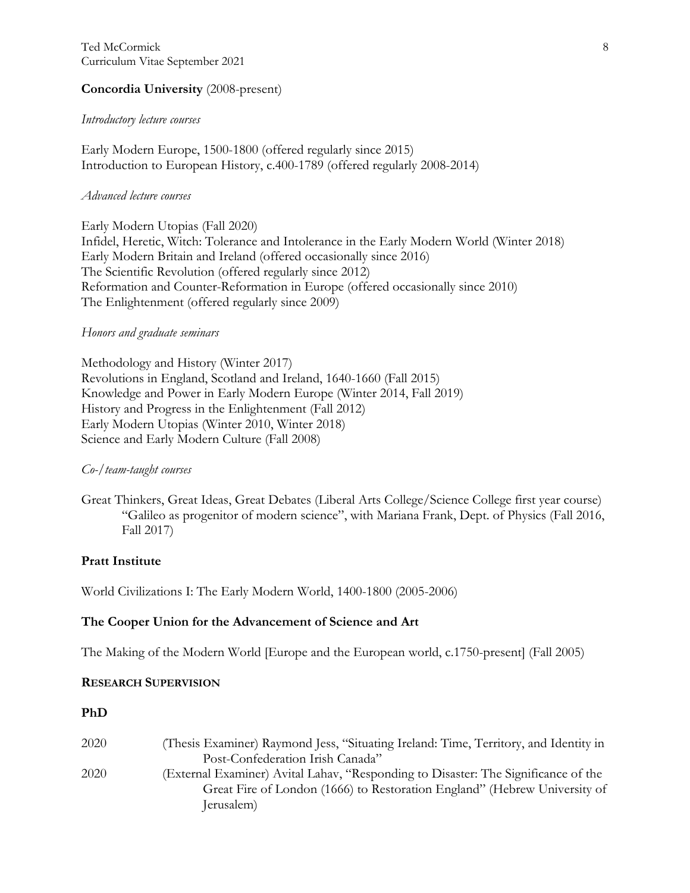**Concordia University** (2008-present)

*Introductory lecture courses*

Early Modern Europe, 1500-1800 (offered regularly since 2015)
Introduction to European History, c.400-1789 (offered regularly 2008-2014)

*Advanced lecture courses*

Early Modern Utopias (Fall 2020)
Infidel, Heretic, Witch: Tolerance and Intolerance in the Early Modern World (Winter 2018)
Early Modern Britain and Ireland (offered occasionally since 2016)
The Scientific Revolution (offered regularly since 2012)
Reformation and Counter-Reformation in Europe (offered occasionally since 2010)
The Enlightenment (offered regularly since 2009)

*Honors and graduate seminars*

Methodology and History (Winter 2017)
Revolutions in England, Scotland and Ireland, 1640-1660 (Fall 2015)
Knowledge and Power in Early Modern Europe (Winter 2014, Fall 2019)
History and Progress in the Enlightenment (Fall 2012)
Early Modern Utopias (Winter 2010, Winter 2018)
Science and Early Modern Culture (Fall 2008)

*Co-/team-taught courses*

Great Thinkers, Great Ideas, Great Debates (Liberal Arts College/Science College first year course)
"Galileo as progenitor of modern science", with Mariana Frank, Dept. of Physics (Fall 2016, Fall 2017)

**Pratt Institute**

World Civilizations I: The Early Modern World, 1400-1800 (2005-2006)

**The Cooper Union for the Advancement of Science and Art**

The Making of the Modern World [Europe and the European world, c.1750-present] (Fall 2005)

**RESEARCH SUPERVISION**

**PhD**

2020 (Thesis Examiner) Raymond Jess, "Situating Ireland: Time, Territory, and Identity in Post-Confederation Irish Canada"

2020 (External Examiner) Avital Lahav, "Responding to Disaster: The Significance of the Great Fire of London (1666) to Restoration England" (Hebrew University of Jerusalem)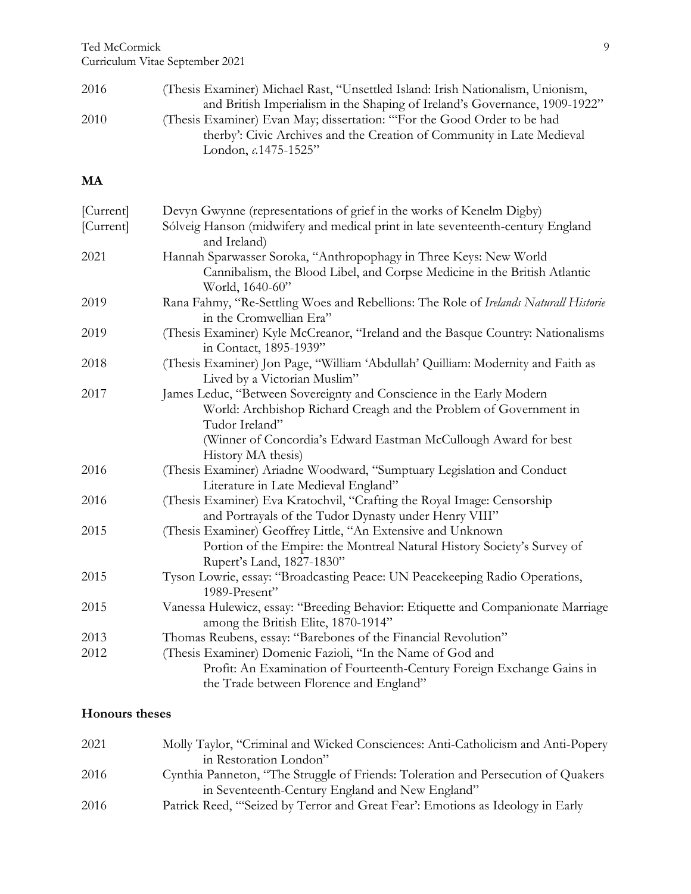2016 (Thesis Examiner) Michael Rast, "Unsettled Island: Irish Nationalism, Unionism, and British Imperialism in the Shaping of Ireland's Governance, 1909-1922"

2010 (Thesis Examiner) Evan May; dissertation: "'For the Good Order to be had therby': Civic Archives and the Creation of Community in Late Medieval London, *c.*1475-1525"

**MA**

[Current] Devyn Gwynne (representations of grief in the works of Kenelm Digby)

[Current] Sólveig Hanson (midwifery and medical print in late seventeenth-century England and Ireland)

2021 Hannah Sparwasser Soroka, "Anthropophagy in Three Keys: New World Cannibalism, the Blood Libel, and Corpse Medicine in the British Atlantic World, 1640-60"

2019 Rana Fahmy, "Re-Settling Woes and Rebellions: The Role of *Irelands Naturall Historie* in the Cromwellian Era"

2019 (Thesis Examiner) Kyle McCreanor, "Ireland and the Basque Country: Nationalisms in Contact, 1895-1939"

2018 (Thesis Examiner) Jon Page, "William 'Abdullah' Quilliam: Modernity and Faith as Lived by a Victorian Muslim"

2017 James Leduc, "Between Sovereignty and Conscience in the Early Modern World: Archbishop Richard Creagh and the Problem of Government in Tudor Ireland"
(Winner of Concordia's Edward Eastman McCullough Award for best History MA thesis)

2016 (Thesis Examiner) Ariadne Woodward, "Sumptuary Legislation and Conduct Literature in Late Medieval England"

2016 (Thesis Examiner) Eva Kratochvil, "Crafting the Royal Image: Censorship and Portrayals of the Tudor Dynasty under Henry VIII"

2015 (Thesis Examiner) Geoffrey Little, "An Extensive and Unknown Portion of the Empire: the Montreal Natural History Society's Survey of Rupert's Land, 1827-1830"

2015 Tyson Lowrie, essay: "Broadcasting Peace: UN Peacekeeping Radio Operations, 1989-Present"

2015 Vanessa Hulewicz, essay: "Breeding Behavior: Etiquette and Companionate Marriage among the British Elite, 1870-1914"

2013 Thomas Reubens, essay: "Barebones of the Financial Revolution"

2012 (Thesis Examiner) Domenic Fazioli, "In the Name of God and Profit: An Examination of Fourteenth-Century Foreign Exchange Gains in the Trade between Florence and England"

**Honours theses**

2021 Molly Taylor, "Criminal and Wicked Consciences: Anti-Catholicism and Anti-Popery in Restoration London"

2016 Cynthia Panneton, "The Struggle of Friends: Toleration and Persecution of Quakers in Seventeenth-Century England and New England"

2016 Patrick Reed, "'Seized by Terror and Great Fear': Emotions as Ideology in Early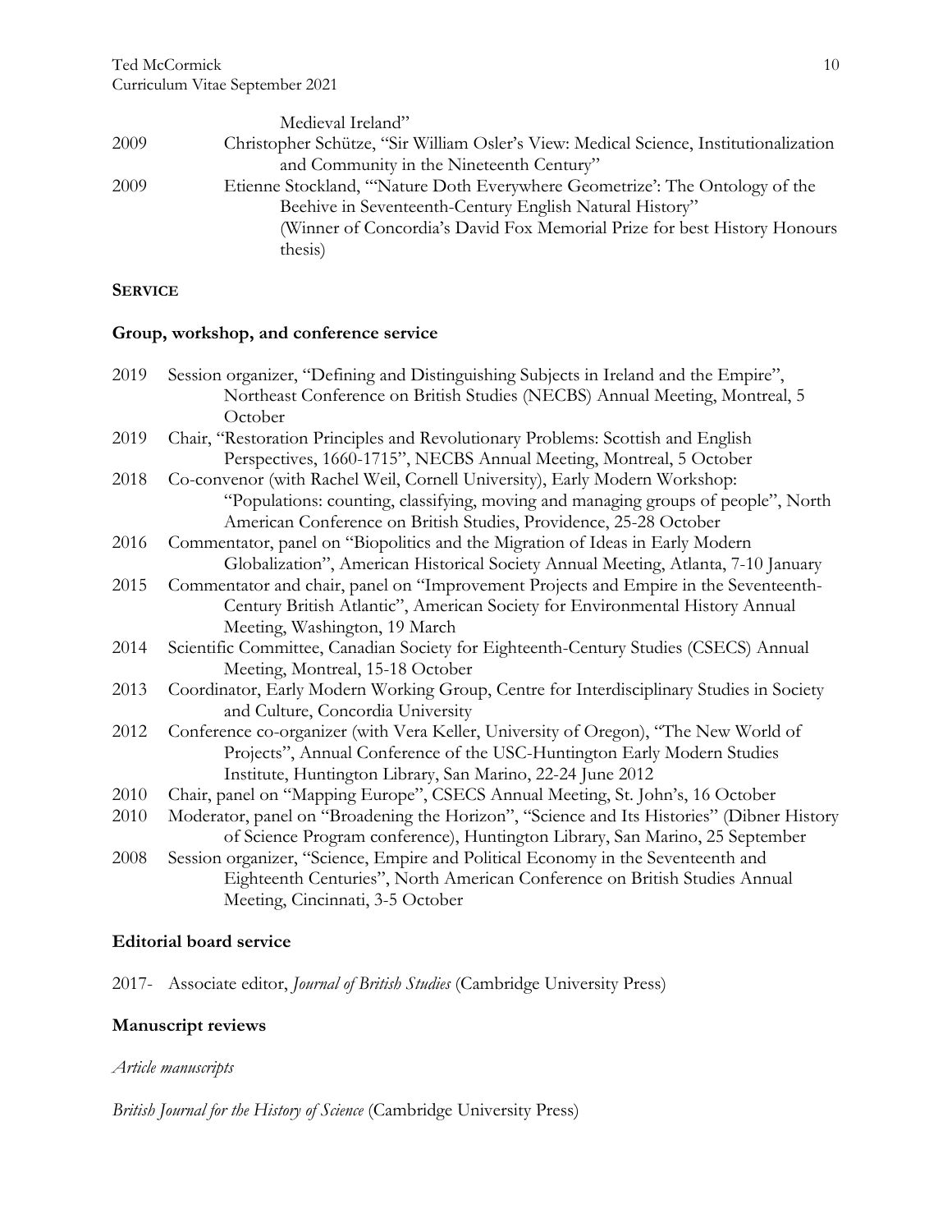Medieval Ireland"

2009 Christopher Schütze, "Sir William Osler's View: Medical Science, Institutionalization and Community in the Nineteenth Century"

2009 Etienne Stockland, "'Nature Doth Everywhere Geometrize': The Ontology of the Beehive in Seventeenth-Century English Natural History" (Winner of Concordia's David Fox Memorial Prize for best History Honours thesis)

## SERVICE

### Group, workshop, and conference service

2019 Session organizer, "Defining and Distinguishing Subjects in Ireland and the Empire", Northeast Conference on British Studies (NECBS) Annual Meeting, Montreal, 5 October

2019 Chair, "Restoration Principles and Revolutionary Problems: Scottish and English Perspectives, 1660-1715", NECBS Annual Meeting, Montreal, 5 October

2018 Co-convenor (with Rachel Weil, Cornell University), Early Modern Workshop: "Populations: counting, classifying, moving and managing groups of people", North American Conference on British Studies, Providence, 25-28 October

2016 Commentator, panel on "Biopolitics and the Migration of Ideas in Early Modern Globalization", American Historical Society Annual Meeting, Atlanta, 7-10 January

2015 Commentator and chair, panel on "Improvement Projects and Empire in the Seventeenth-Century British Atlantic", American Society for Environmental History Annual Meeting, Washington, 19 March

2014 Scientific Committee, Canadian Society for Eighteenth-Century Studies (CSECS) Annual Meeting, Montreal, 15-18 October

2013 Coordinator, Early Modern Working Group, Centre for Interdisciplinary Studies in Society and Culture, Concordia University

2012 Conference co-organizer (with Vera Keller, University of Oregon), "The New World of Projects", Annual Conference of the USC-Huntington Early Modern Studies Institute, Huntington Library, San Marino, 22-24 June 2012

2010 Chair, panel on "Mapping Europe", CSECS Annual Meeting, St. John's, 16 October

2010 Moderator, panel on "Broadening the Horizon", "Science and Its Histories" (Dibner History of Science Program conference), Huntington Library, San Marino, 25 September

2008 Session organizer, "Science, Empire and Political Economy in the Seventeenth and Eighteenth Centuries", North American Conference on British Studies Annual Meeting, Cincinnati, 3-5 October

### Editorial board service

2017- Associate editor, *Journal of British Studies* (Cambridge University Press)

### Manuscript reviews

*Article manuscripts*

*British Journal for the History of Science* (Cambridge University Press)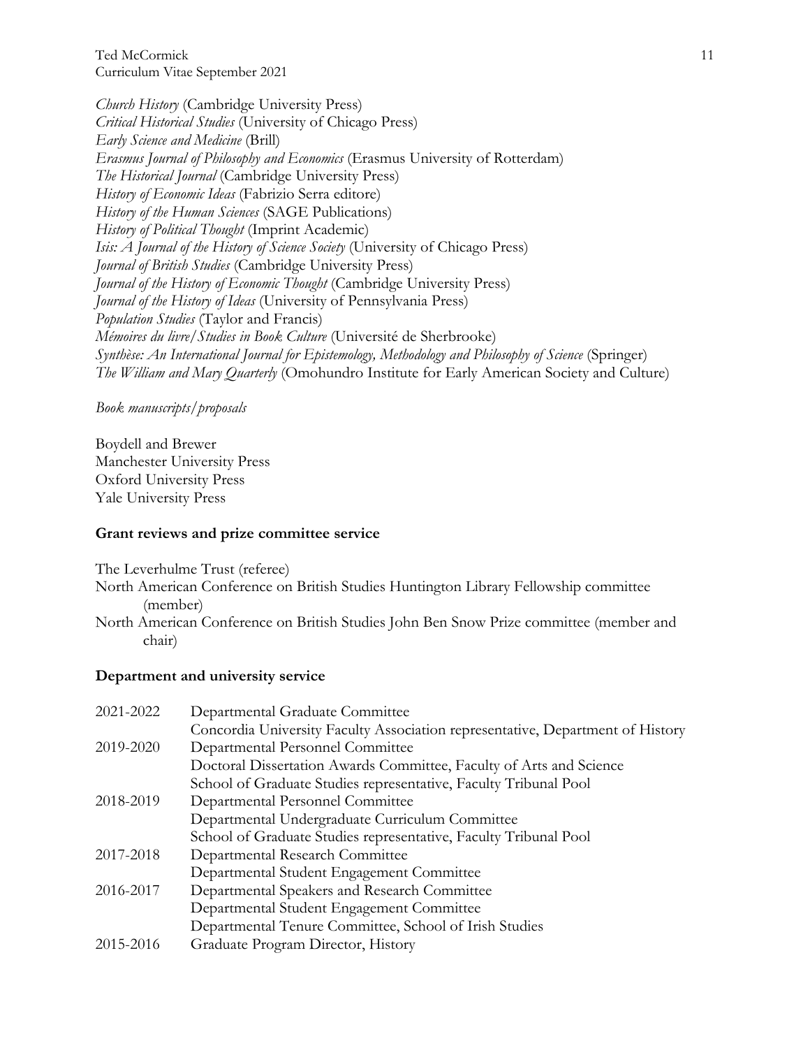*Church History* (Cambridge University Press)
*Critical Historical Studies* (University of Chicago Press)
*Early Science and Medicine* (Brill)
*Erasmus Journal of Philosophy and Economics* (Erasmus University of Rotterdam)
*The Historical Journal* (Cambridge University Press)
*History of Economic Ideas* (Fabrizio Serra editore)
*History of the Human Sciences* (SAGE Publications)
*History of Political Thought* (Imprint Academic)
*Isis: A Journal of the History of Science Society* (University of Chicago Press)
*Journal of British Studies* (Cambridge University Press)
*Journal of the History of Economic Thought* (Cambridge University Press)
*Journal of the History of Ideas* (University of Pennsylvania Press)
*Population Studies* (Taylor and Francis)
*Mémoires du livre/Studies in Book Culture* (Université de Sherbrooke)
*Synthèse: An International Journal for Epistemology, Methodology and Philosophy of Science* (Springer)
*The William and Mary Quarterly* (Omohundro Institute for Early American Society and Culture)

*Book manuscripts/proposals*

Boydell and Brewer
Manchester University Press
Oxford University Press
Yale University Press

**Grant reviews and prize committee service**

The Leverhulme Trust (referee)
North American Conference on British Studies Huntington Library Fellowship committee (member)
North American Conference on British Studies John Ben Snow Prize committee (member and chair)

**Department and university service**

| | |
|---|---|
| 2021-2022 | Departmental Graduate Committee |
| | Concordia University Faculty Association representative, Department of History |
| 2019-2020 | Departmental Personnel Committee |
| | Doctoral Dissertation Awards Committee, Faculty of Arts and Science |
| | School of Graduate Studies representative, Faculty Tribunal Pool |
| 2018-2019 | Departmental Personnel Committee |
| | Departmental Undergraduate Curriculum Committee |
| | School of Graduate Studies representative, Faculty Tribunal Pool |
| 2017-2018 | Departmental Research Committee |
| | Departmental Student Engagement Committee |
| 2016-2017 | Departmental Speakers and Research Committee |
| | Departmental Student Engagement Committee |
| | Departmental Tenure Committee, School of Irish Studies |
| 2015-2016 | Graduate Program Director, History |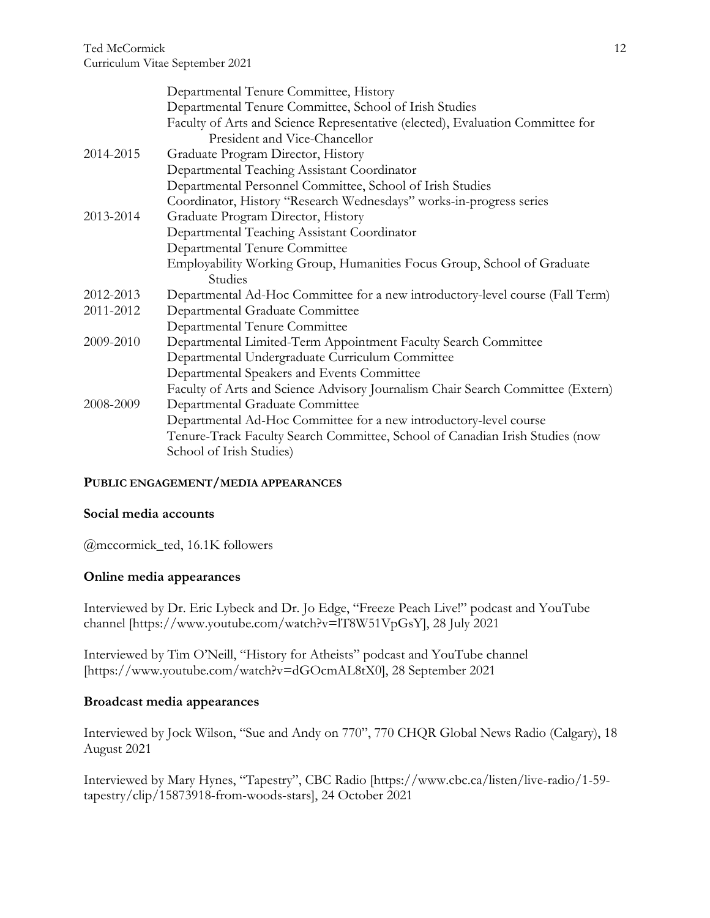| | |
|---|---|
| | Departmental Tenure Committee, History |
| | Departmental Tenure Committee, School of Irish Studies |
| | Faculty of Arts and Science Representative (elected), Evaluation Committee for President and Vice-Chancellor |
| 2014-2015 | Graduate Program Director, History |
| | Departmental Teaching Assistant Coordinator |
| | Departmental Personnel Committee, School of Irish Studies |
| | Coordinator, History "Research Wednesdays" works-in-progress series |
| 2013-2014 | Graduate Program Director, History |
| | Departmental Teaching Assistant Coordinator |
| | Departmental Tenure Committee |
| | Employability Working Group, Humanities Focus Group, School of Graduate Studies |
| 2012-2013 | Departmental Ad-Hoc Committee for a new introductory-level course (Fall Term) |
| 2011-2012 | Departmental Graduate Committee |
| | Departmental Tenure Committee |
| 2009-2010 | Departmental Limited-Term Appointment Faculty Search Committee |
| | Departmental Undergraduate Curriculum Committee |
| | Departmental Speakers and Events Committee |
| | Faculty of Arts and Science Advisory Journalism Chair Search Committee (Extern) |
| 2008-2009 | Departmental Graduate Committee |
| | Departmental Ad-Hoc Committee for a new introductory-level course |
| | Tenure-Track Faculty Search Committee, School of Canadian Irish Studies (now School of Irish Studies) |

## PUBLIC ENGAGEMENT/MEDIA APPEARANCES

### Social media accounts

@mccormick_ted, 16.1K followers

### Online media appearances

Interviewed by Dr. Eric Lybeck and Dr. Jo Edge, "Freeze Peach Live!" podcast and YouTube channel [https://www.youtube.com/watch?v=lT8W51VpGsY], 28 July 2021

Interviewed by Tim O'Neill, "History for Atheists" podcast and YouTube channel [https://www.youtube.com/watch?v=dGOcmAL8tX0], 28 September 2021

### Broadcast media appearances

Interviewed by Jock Wilson, "Sue and Andy on 770", 770 CHQR Global News Radio (Calgary), 18 August 2021

Interviewed by Mary Hynes, "Tapestry", CBC Radio [https://www.cbc.ca/listen/live-radio/1-59-tapestry/clip/15873918-from-woods-stars], 24 October 2021